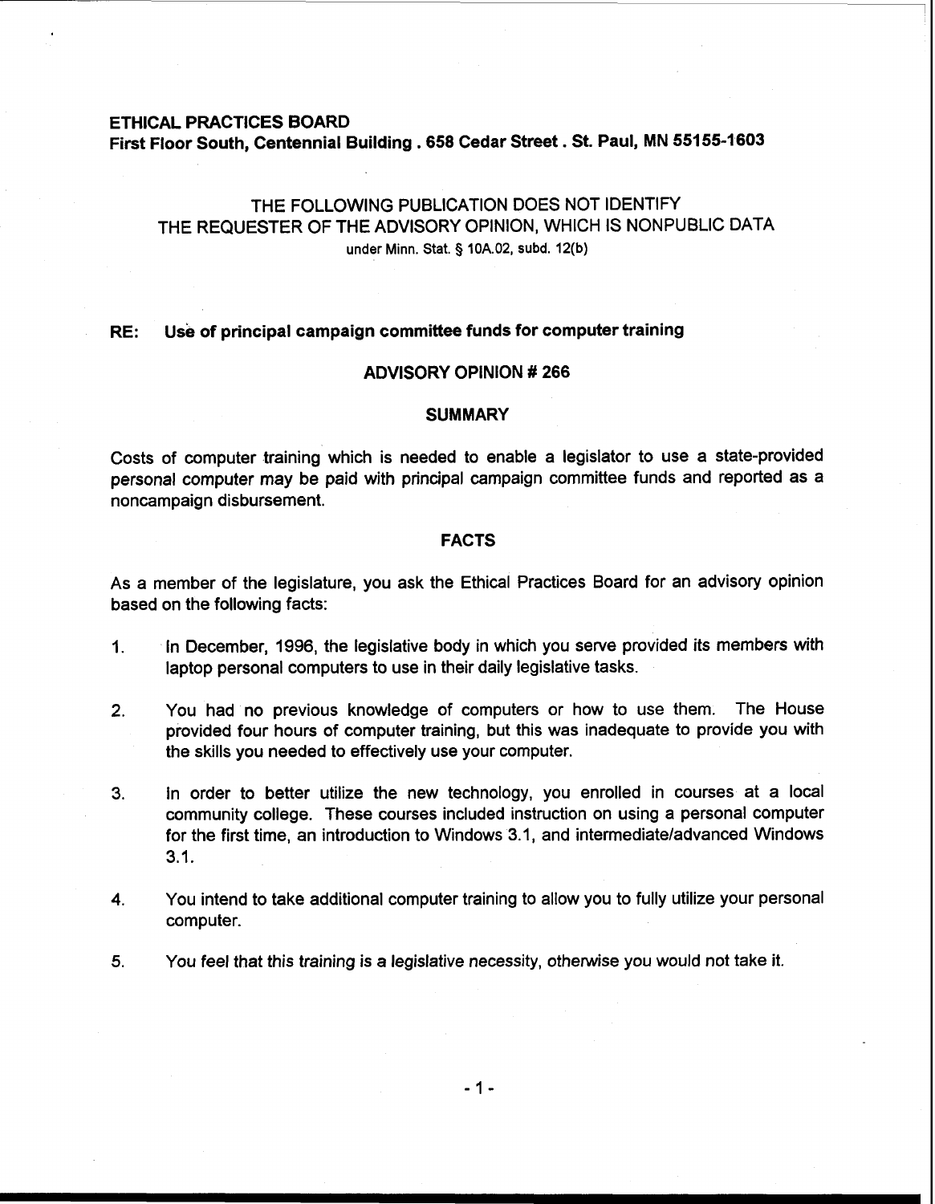**ETHICAL PRACTICES BOARD**
**First Floor South, Centennial Building . 658 Cedar Street . St. Paul, MN 55155-1603**

THE FOLLOWING PUBLICATION DOES NOT IDENTIFY
THE REQUESTER OF THE ADVISORY OPINION, WHICH IS NONPUBLIC DATA
under Minn. Stat. § 10A.02, subd. 12(b)

**RE: Use of principal campaign committee funds for computer training**

## ADVISORY OPINION # 266

## SUMMARY

Costs of computer training which is needed to enable a legislator to use a state-provided personal computer may be paid with principal campaign committee funds and reported as a noncampaign disbursement.

## FACTS

As a member of the legislature, you ask the Ethical Practices Board for an advisory opinion based on the following facts:

1. In December, 1996, the legislative body in which you serve provided its members with laptop personal computers to use in their daily legislative tasks.
2. You had no previous knowledge of computers or how to use them. The House provided four hours of computer training, but this was inadequate to provide you with the skills you needed to effectively use your computer.
3. In order to better utilize the new technology, you enrolled in courses at a local community college. These courses included instruction on using a personal computer for the first time, an introduction to Windows 3.1, and intermediate/advanced Windows 3.1.
4. You intend to take additional computer training to allow you to fully utilize your personal computer.
5. You feel that this training is a legislative necessity, otherwise you would not take it.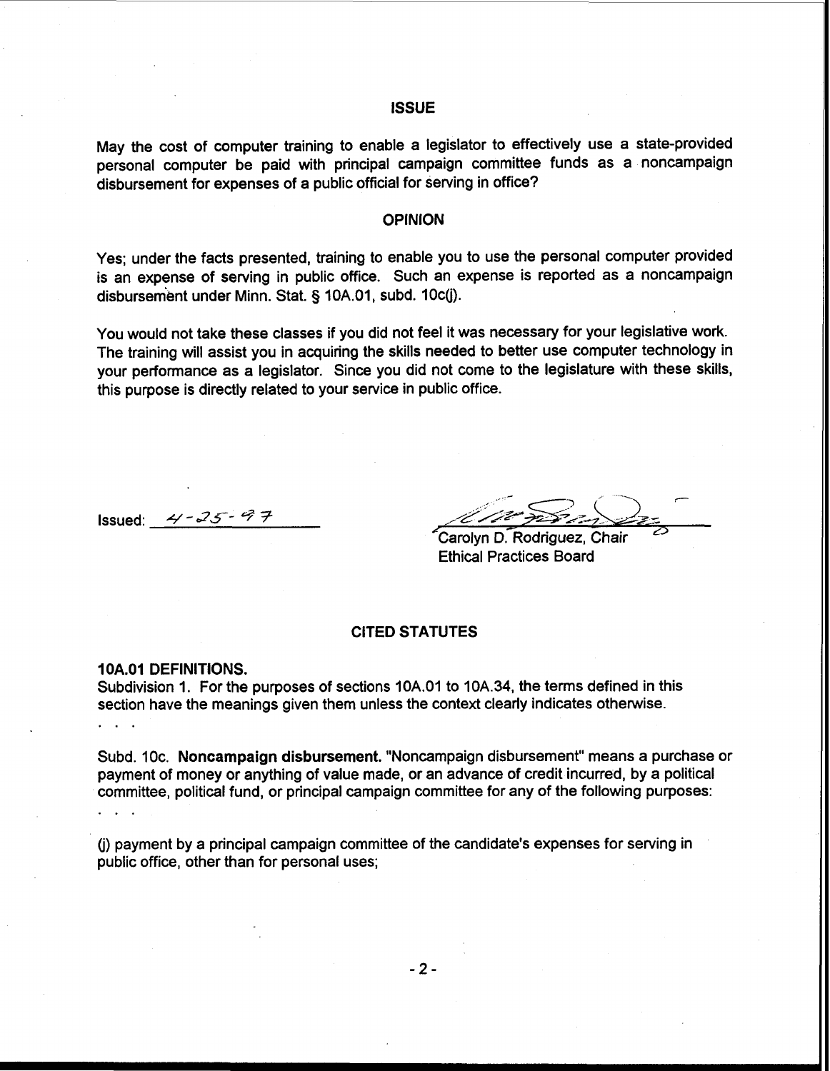## ISSUE

May the cost of computer training to enable a legislator to effectively use a state-provided personal computer be paid with principal campaign committee funds as a noncampaign disbursement for expenses of a public official for serving in office?

## OPINION

Yes; under the facts presented, training to enable you to use the personal computer provided is an expense of serving in public office. Such an expense is reported as a noncampaign disbursement under Minn. Stat. § 10A.01, subd. 10c(j).

You would not take these classes if you did not feel it was necessary for your legislative work. The training will assist you in acquiring the skills needed to better use computer technology in your performance as a legislator. Since you did not come to the legislature with these skills, this purpose is directly related to your service in public office.

Issued: 4-25-97

Carolyn D. Rodriguez, Chair
Ethical Practices Board

## CITED STATUTES

**10A.01 DEFINITIONS.**
Subdivision 1. For the purposes of sections 10A.01 to 10A.34, the terms defined in this section have the meanings given them unless the context clearly indicates otherwise.

. . .

Subd. 10c. **Noncampaign disbursement.** "Noncampaign disbursement" means a purchase or payment of money or anything of value made, or an advance of credit incurred, by a political committee, political fund, or principal campaign committee for any of the following purposes:

. . .

(j) payment by a principal campaign committee of the candidate's expenses for serving in public office, other than for personal uses;